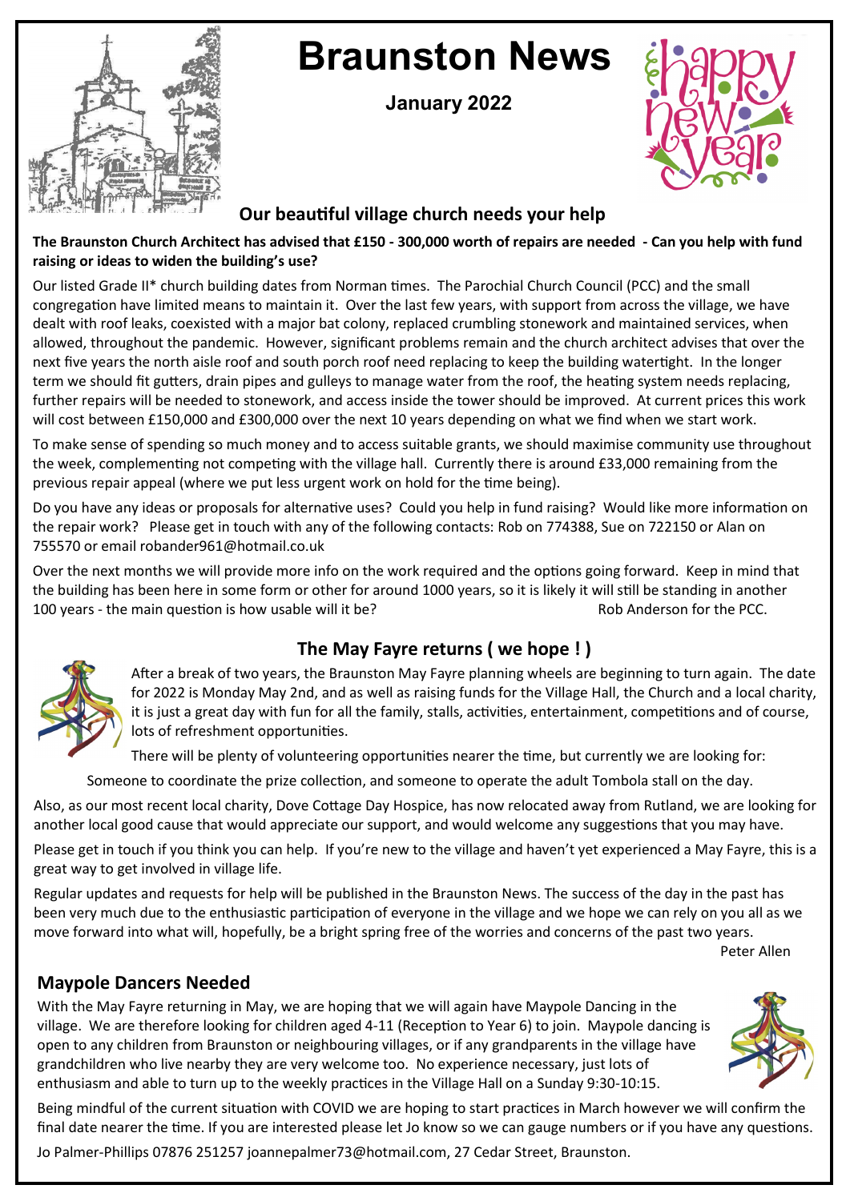# Braunston News

**January 2022**

## Our beautiful village church needs your help

**The Braunston Church Architect has advised that £150 - 300,000 worth of repairs are needed - Can you help with fund raising or ideas to widen the building's use?**

Our listed Grade II* church building dates from Norman times. The Parochial Church Council (PCC) and the small congregation have limited means to maintain it. Over the last few years, with support from across the village, we have dealt with roof leaks, coexisted with a major bat colony, replaced crumbling stonework and maintained services, when allowed, throughout the pandemic. However, significant problems remain and the church architect advises that over the next five years the north aisle roof and south porch roof need replacing to keep the building watertight. In the longer term we should fit gutters, drain pipes and gulleys to manage water from the roof, the heating system needs replacing, further repairs will be needed to stonework, and access inside the tower should be improved. At current prices this work will cost between £150,000 and £300,000 over the next 10 years depending on what we find when we start work.

To make sense of spending so much money and to access suitable grants, we should maximise community use throughout the week, complementing not competing with the village hall. Currently there is around £33,000 remaining from the previous repair appeal (where we put less urgent work on hold for the time being).

Do you have any ideas or proposals for alternative uses? Could you help in fund raising? Would like more information on the repair work? Please get in touch with any of the following contacts: Rob on 774388, Sue on 722150 or Alan on 755570 or email robander961@hotmail.co.uk

Over the next months we will provide more info on the work required and the options going forward. Keep in mind that the building has been here in some form or other for around 1000 years, so it is likely it will still be standing in another 100 years - the main question is how usable will it be?

Rob Anderson for the PCC.

## The May Fayre returns ( we hope ! )

After a break of two years, the Braunston May Fayre planning wheels are beginning to turn again. The date for 2022 is Monday May 2nd, and as well as raising funds for the Village Hall, the Church and a local charity, it is just a great day with fun for all the family, stalls, activities, entertainment, competitions and of course, lots of refreshment opportunities.

There will be plenty of volunteering opportunities nearer the time, but currently we are looking for:

Someone to coordinate the prize collection, and someone to operate the adult Tombola stall on the day.

Also, as our most recent local charity, Dove Cottage Day Hospice, has now relocated away from Rutland, we are looking for another local good cause that would appreciate our support, and would welcome any suggestions that you may have.

Please get in touch if you think you can help. If you're new to the village and haven't yet experienced a May Fayre, this is a great way to get involved in village life.

Regular updates and requests for help will be published in the Braunston News. The success of the day in the past has been very much due to the enthusiastic participation of everyone in the village and we hope we can rely on you all as we move forward into what will, hopefully, be a bright spring free of the worries and concerns of the past two years.

Peter Allen

## Maypole Dancers Needed

With the May Fayre returning in May, we are hoping that we will again have Maypole Dancing in the village. We are therefore looking for children aged 4-11 (Reception to Year 6) to join. Maypole dancing is open to any children from Braunston or neighbouring villages, or if any grandparents in the village have grandchildren who live nearby they are very welcome too. No experience necessary, just lots of enthusiasm and able to turn up to the weekly practices in the Village Hall on a Sunday 9:30-10:15.

Being mindful of the current situation with COVID we are hoping to start practices in March however we will confirm the final date nearer the time. If you are interested please let Jo know so we can gauge numbers or if you have any questions.

Jo Palmer-Phillips 07876 251257 joannepalmer73@hotmail.com, 27 Cedar Street, Braunston.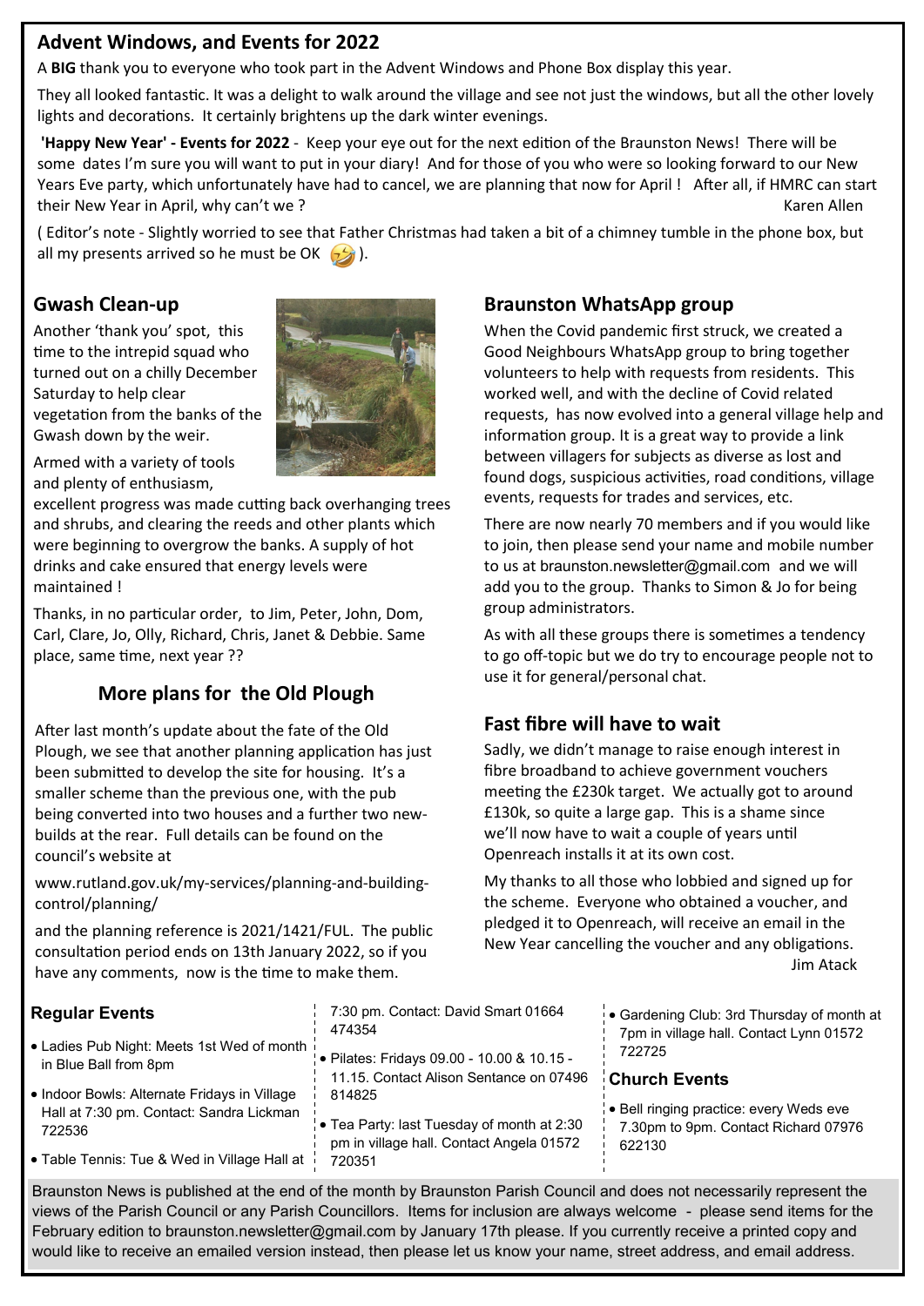## Advent Windows, and Events for 2022

A **BIG** thank you to everyone who took part in the Advent Windows and Phone Box display this year.

They all looked fantastic. It was a delight to walk around the village and see not just the windows, but all the other lovely lights and decorations. It certainly brightens up the dark winter evenings.

**'Happy New Year' - Events for 2022** - Keep your eye out for the next edition of the Braunston News! There will be some dates I'm sure you will want to put in your diary! And for those of you who were so looking forward to our New Years Eve party, which unfortunately have had to cancel, we are planning that now for April ! After all, if HMRC can start their New Year in April, why can't we ?

Karen Allen

( Editor's note - Slightly worried to see that Father Christmas had taken a bit of a chimney tumble in the phone box, but all my presents arrived so he must be OK 🤣 ).

## Gwash Clean-up

Another 'thank you' spot, this time to the intrepid squad who turned out on a chilly December Saturday to help clear vegetation from the banks of the Gwash down by the weir.

Armed with a variety of tools and plenty of enthusiasm, excellent progress was made cutting back overhanging trees and shrubs, and clearing the reeds and other plants which were beginning to overgrow the banks. A supply of hot drinks and cake ensured that energy levels were maintained !

Thanks, in no particular order, to Jim, Peter, John, Dom, Carl, Clare, Jo, Olly, Richard, Chris, Janet & Debbie. Same place, same time, next year ??

## More plans for the Old Plough

After last month's update about the fate of the Old Plough, we see that another planning application has just been submitted to develop the site for housing. It's a smaller scheme than the previous one, with the pub being converted into two houses and a further two new-builds at the rear. Full details can be found on the council's website at

www.rutland.gov.uk/my-services/planning-and-building-control/planning/

and the planning reference is 2021/1421/FUL. The public consultation period ends on 13th January 2022, so if you have any comments, now is the time to make them.

## Braunston WhatsApp group

When the Covid pandemic first struck, we created a Good Neighbours WhatsApp group to bring together volunteers to help with requests from residents. This worked well, and with the decline of Covid related requests, has now evolved into a general village help and information group. It is a great way to provide a link between villagers for subjects as diverse as lost and found dogs, suspicious activities, road conditions, village events, requests for trades and services, etc.

There are now nearly 70 members and if you would like to join, then please send your name and mobile number to us at braunston.newsletter@gmail.com and we will add you to the group. Thanks to Simon & Jo for being group administrators.

As with all these groups there is sometimes a tendency to go off-topic but we do try to encourage people not to use it for general/personal chat.

## Fast fibre will have to wait

Sadly, we didn't manage to raise enough interest in fibre broadband to achieve government vouchers meeting the £230k target. We actually got to around £130k, so quite a large gap. This is a shame since we'll now have to wait a couple of years until Openreach installs it at its own cost.

My thanks to all those who lobbied and signed up for the scheme. Everyone who obtained a voucher, and pledged it to Openreach, will receive an email in the New Year cancelling the voucher and any obligations.

Jim Atack

### Regular Events

- Ladies Pub Night: Meets 1st Wed of month in Blue Ball from 8pm
- Indoor Bowls: Alternate Fridays in Village Hall at 7:30 pm. Contact: Sandra Lickman 722536
- Table Tennis: Tue & Wed in Village Hall at 7:30 pm. Contact: David Smart 01664 474354
- Pilates: Fridays 09.00 - 10.00 & 10.15 - 11.15. Contact Alison Sentance on 07496 814825
- Tea Party: last Tuesday of month at 2:30 pm in village hall. Contact Angela 01572 720351
- Gardening Club: 3rd Thursday of month at 7pm in village hall. Contact Lynn 01572 722725

### Church Events

- Bell ringing practice: every Weds eve 7.30pm to 9pm. Contact Richard 07976 622130

Braunston News is published at the end of the month by Braunston Parish Council and does not necessarily represent the views of the Parish Council or any Parish Councillors. Items for inclusion are always welcome - please send items for the February edition to braunston.newsletter@gmail.com by January 17th please. If you currently receive a printed copy and would like to receive an emailed version instead, then please let us know your name, street address, and email address.